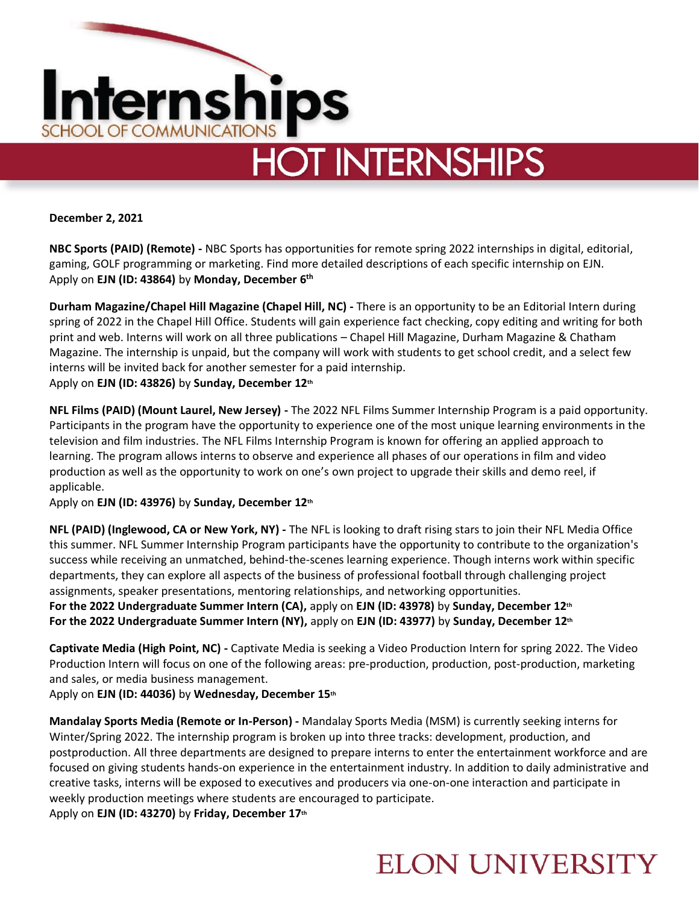# Internships
SCHOOL OF COMMUNICATIONS

## HOT INTERNSHIPS

**December 2, 2021**

**NBC Sports (PAID) (Remote) -** NBC Sports has opportunities for remote spring 2022 internships in digital, editorial, gaming, GOLF programming or marketing. Find more detailed descriptions of each specific internship on EJN.
Apply on **EJN (ID: 43864)** by **Monday, December 6th**

**Durham Magazine/Chapel Hill Magazine (Chapel Hill, NC) -** There is an opportunity to be an Editorial Intern during spring of 2022 in the Chapel Hill Office. Students will gain experience fact checking, copy editing and writing for both print and web. Interns will work on all three publications – Chapel Hill Magazine, Durham Magazine & Chatham Magazine. The internship is unpaid, but the company will work with students to get school credit, and a select few interns will be invited back for another semester for a paid internship.
Apply on **EJN (ID: 43826)** by **Sunday, December 12th**

**NFL Films (PAID) (Mount Laurel, New Jersey) -** The 2022 NFL Films Summer Internship Program is a paid opportunity. Participants in the program have the opportunity to experience one of the most unique learning environments in the television and film industries. The NFL Films Internship Program is known for offering an applied approach to learning. The program allows interns to observe and experience all phases of our operations in film and video production as well as the opportunity to work on one's own project to upgrade their skills and demo reel, if applicable.
Apply on **EJN (ID: 43976)** by **Sunday, December 12th**

**NFL (PAID) (Inglewood, CA or New York, NY) -** The NFL is looking to draft rising stars to join their NFL Media Office this summer. NFL Summer Internship Program participants have the opportunity to contribute to the organization's success while receiving an unmatched, behind-the-scenes learning experience. Though interns work within specific departments, they can explore all aspects of the business of professional football through challenging project assignments, speaker presentations, mentoring relationships, and networking opportunities.
**For the 2022 Undergraduate Summer Intern (CA),** apply on **EJN (ID: 43978)** by **Sunday, December 12th**
**For the 2022 Undergraduate Summer Intern (NY),** apply on **EJN (ID: 43977)** by **Sunday, December 12th**

**Captivate Media (High Point, NC) -** Captivate Media is seeking a Video Production Intern for spring 2022. The Video Production Intern will focus on one of the following areas: pre-production, production, post-production, marketing and sales, or media business management.
Apply on **EJN (ID: 44036)** by **Wednesday, December 15th**

**Mandalay Sports Media (Remote or In-Person) -** Mandalay Sports Media (MSM) is currently seeking interns for Winter/Spring 2022. The internship program is broken up into three tracks: development, production, and postproduction. All three departments are designed to prepare interns to enter the entertainment workforce and are focused on giving students hands-on experience in the entertainment industry. In addition to daily administrative and creative tasks, interns will be exposed to executives and producers via one-on-one interaction and participate in weekly production meetings where students are encouraged to participate.
Apply on **EJN (ID: 43270)** by **Friday, December 17th**

ELON UNIVERSITY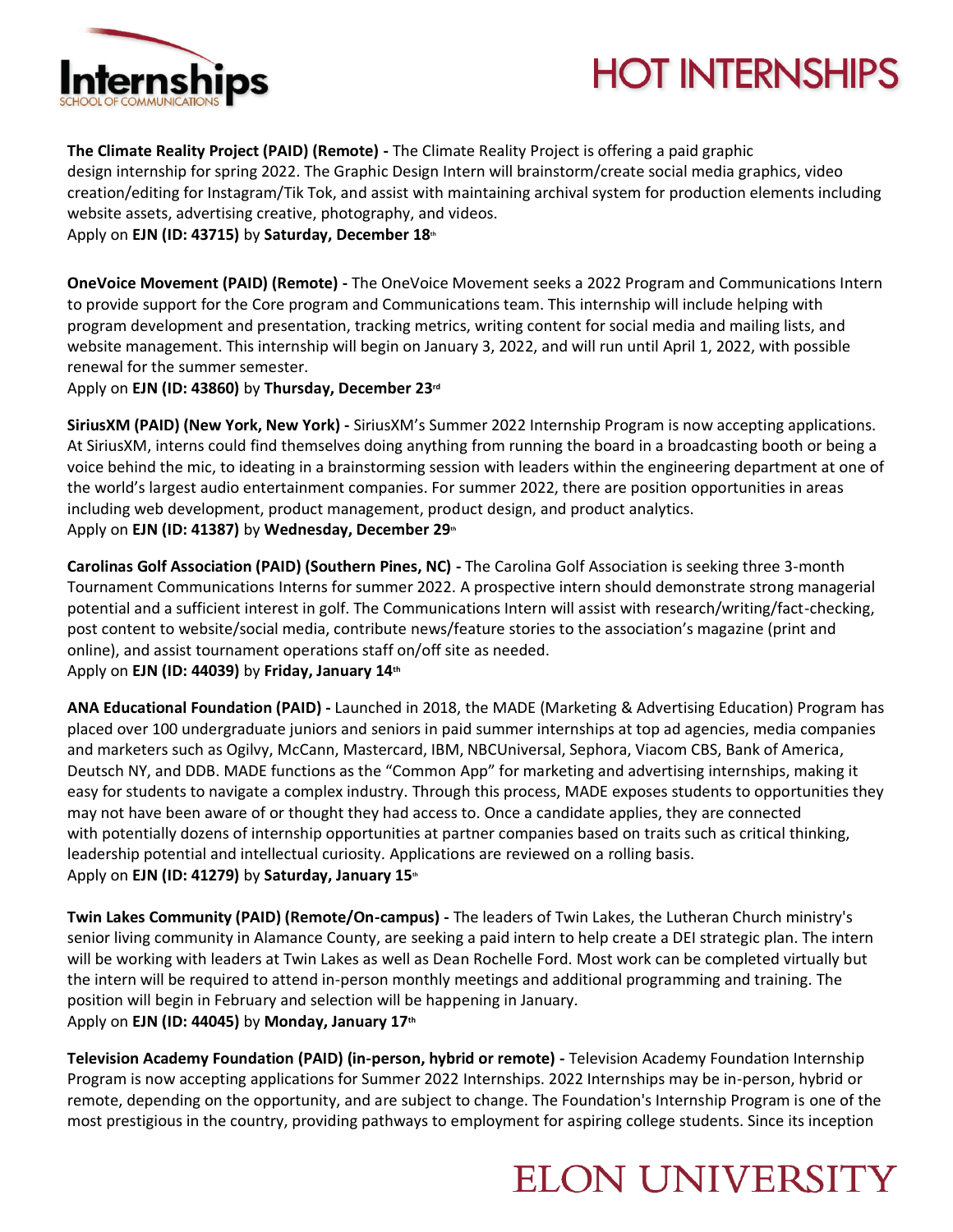**The Climate Reality Project (PAID) (Remote) -** The Climate Reality Project is offering a paid graphic design internship for spring 2022. The Graphic Design Intern will brainstorm/create social media graphics, video creation/editing for Instagram/Tik Tok, and assist with maintaining archival system for production elements including website assets, advertising creative, photography, and videos.
Apply on **EJN (ID: 43715)** by **Saturday, December 18th**

**OneVoice Movement (PAID) (Remote) -** The OneVoice Movement seeks a 2022 Program and Communications Intern to provide support for the Core program and Communications team. This internship will include helping with program development and presentation, tracking metrics, writing content for social media and mailing lists, and website management. This internship will begin on January 3, 2022, and will run until April 1, 2022, with possible renewal for the summer semester.
Apply on **EJN (ID: 43860)** by **Thursday, December 23rd**

**SiriusXM (PAID) (New York, New York) -** SiriusXM's Summer 2022 Internship Program is now accepting applications. At SiriusXM, interns could find themselves doing anything from running the board in a broadcasting booth or being a voice behind the mic, to ideating in a brainstorming session with leaders within the engineering department at one of the world's largest audio entertainment companies. For summer 2022, there are position opportunities in areas including web development, product management, product design, and product analytics.
Apply on **EJN (ID: 41387)** by **Wednesday, December 29th**

**Carolinas Golf Association (PAID) (Southern Pines, NC) -** The Carolina Golf Association is seeking three 3-month Tournament Communications Interns for summer 2022. A prospective intern should demonstrate strong managerial potential and a sufficient interest in golf. The Communications Intern will assist with research/writing/fact-checking, post content to website/social media, contribute news/feature stories to the association's magazine (print and online), and assist tournament operations staff on/off site as needed.
Apply on **EJN (ID: 44039)** by **Friday, January 14th**

**ANA Educational Foundation (PAID) -** Launched in 2018, the MADE (Marketing & Advertising Education) Program has placed over 100 undergraduate juniors and seniors in paid summer internships at top ad agencies, media companies and marketers such as Ogilvy, McCann, Mastercard, IBM, NBCUniversal, Sephora, Viacom CBS, Bank of America, Deutsch NY, and DDB. MADE functions as the "Common App" for marketing and advertising internships, making it easy for students to navigate a complex industry. Through this process, MADE exposes students to opportunities they may not have been aware of or thought they had access to. Once a candidate applies, they are connected with potentially dozens of internship opportunities at partner companies based on traits such as critical thinking, leadership potential and intellectual curiosity. Applications are reviewed on a rolling basis.
Apply on **EJN (ID: 41279)** by **Saturday, January 15th**

**Twin Lakes Community (PAID) (Remote/On-campus) -** The leaders of Twin Lakes, the Lutheran Church ministry's senior living community in Alamance County, are seeking a paid intern to help create a DEI strategic plan. The intern will be working with leaders at Twin Lakes as well as Dean Rochelle Ford. Most work can be completed virtually but the intern will be required to attend in-person monthly meetings and additional programming and training. The position will begin in February and selection will be happening in January.
Apply on **EJN (ID: 44045)** by **Monday, January 17th**

**Television Academy Foundation (PAID) (in-person, hybrid or remote) -** Television Academy Foundation Internship Program is now accepting applications for Summer 2022 Internships. 2022 Internships may be in-person, hybrid or remote, depending on the opportunity, and are subject to change. The Foundation's Internship Program is one of the most prestigious in the country, providing pathways to employment for aspiring college students. Since its inception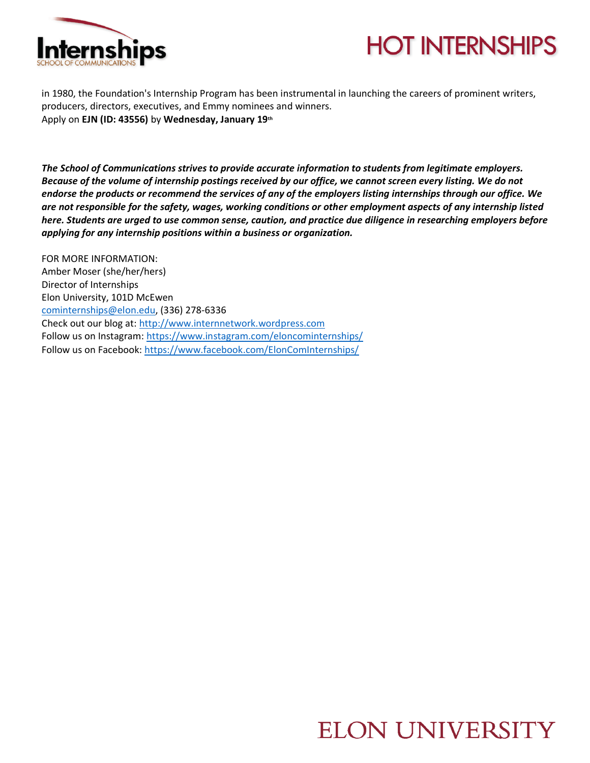in 1980, the Foundation's Internship Program has been instrumental in launching the careers of prominent writers, producers, directors, executives, and Emmy nominees and winners.
Apply on **EJN (ID: 43556)** by **Wednesday, January 19th**

***The School of Communications strives to provide accurate information to students from legitimate employers. Because of the volume of internship postings received by our office, we cannot screen every listing. We do not endorse the products or recommend the services of any of the employers listing internships through our office. We are not responsible for the safety, wages, working conditions or other employment aspects of any internship listed here. Students are urged to use common sense, caution, and practice due diligence in researching employers before applying for any internship positions within a business or organization.***

FOR MORE INFORMATION:
Amber Moser (she/her/hers)
Director of Internships
Elon University, 101D McEwen
cominternships@elon.edu, (336) 278-6336
Check out our blog at: http://www.internnetwork.wordpress.com
Follow us on Instagram: https://www.instagram.com/eloncominternships/
Follow us on Facebook: https://www.facebook.com/ElonComInternships/